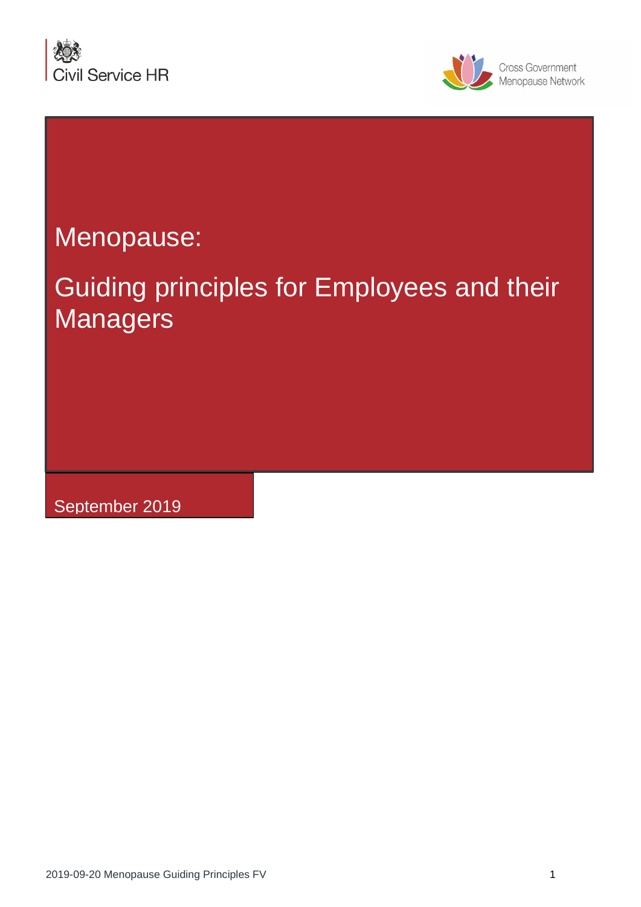Civil Service HR

Cross Government Menopause Network

# Menopause:

# Guiding principles for Employees and their Managers

September 2019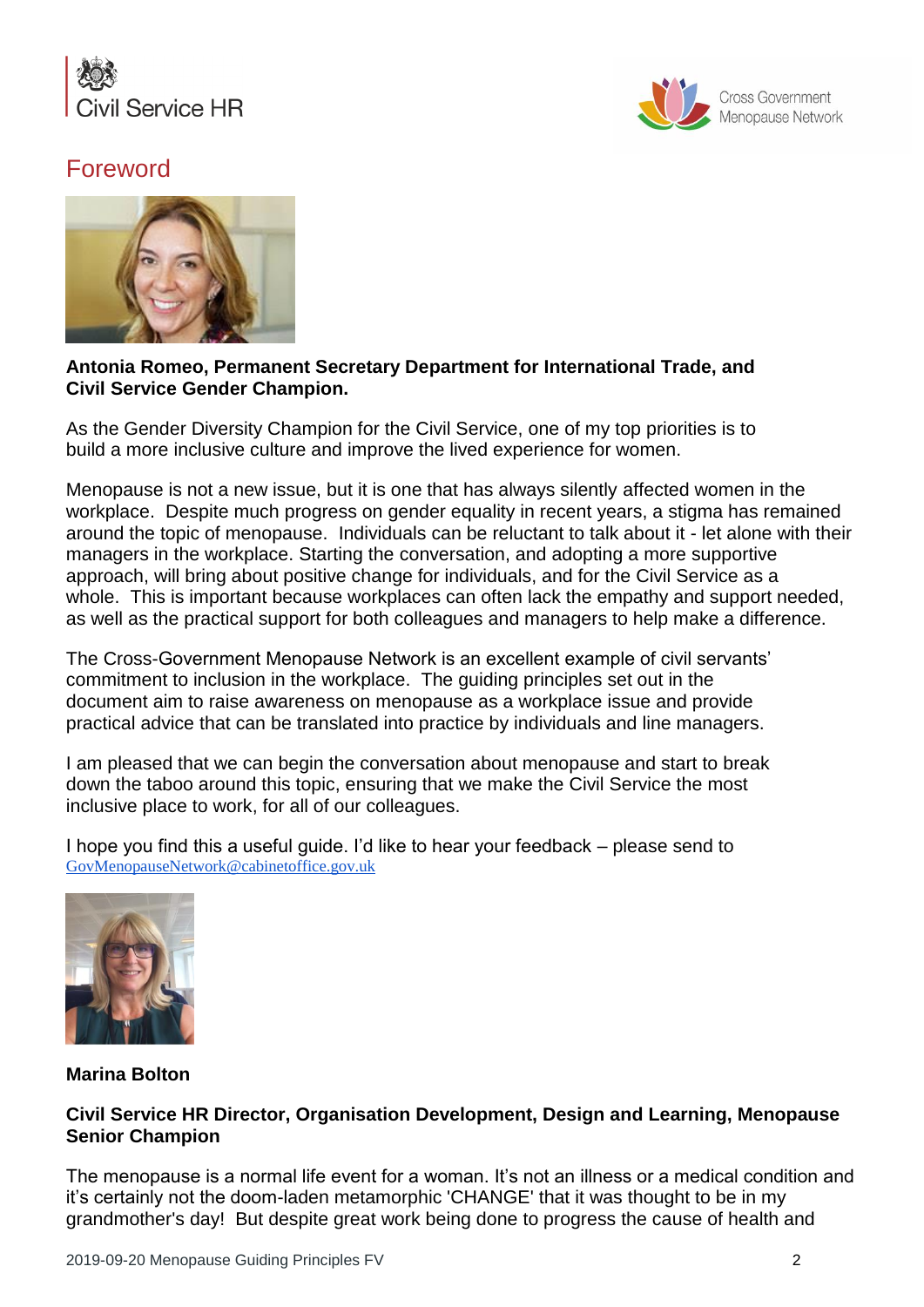## Foreword

**Antonia Romeo, Permanent Secretary Department for International Trade, and Civil Service Gender Champion.**

As the Gender Diversity Champion for the Civil Service, one of my top priorities is to build a more inclusive culture and improve the lived experience for women.

Menopause is not a new issue, but it is one that has always silently affected women in the workplace. Despite much progress on gender equality in recent years, a stigma has remained around the topic of menopause. Individuals can be reluctant to talk about it - let alone with their managers in the workplace. Starting the conversation, and adopting a more supportive approach, will bring about positive change for individuals, and for the Civil Service as a whole. This is important because workplaces can often lack the empathy and support needed, as well as the practical support for both colleagues and managers to help make a difference.

The Cross-Government Menopause Network is an excellent example of civil servants' commitment to inclusion in the workplace. The guiding principles set out in the document aim to raise awareness on menopause as a workplace issue and provide practical advice that can be translated into practice by individuals and line managers.

I am pleased that we can begin the conversation about menopause and start to break down the taboo around this topic, ensuring that we make the Civil Service the most inclusive place to work, for all of our colleagues.

I hope you find this a useful guide. I'd like to hear your feedback – please send to GovMenopauseNetwork@cabinetoffice.gov.uk

**Marina Bolton**

**Civil Service HR Director, Organisation Development, Design and Learning, Menopause Senior Champion**

The menopause is a normal life event for a woman. It's not an illness or a medical condition and it's certainly not the doom-laden metamorphic 'CHANGE' that it was thought to be in my grandmother's day! But despite great work being done to progress the cause of health and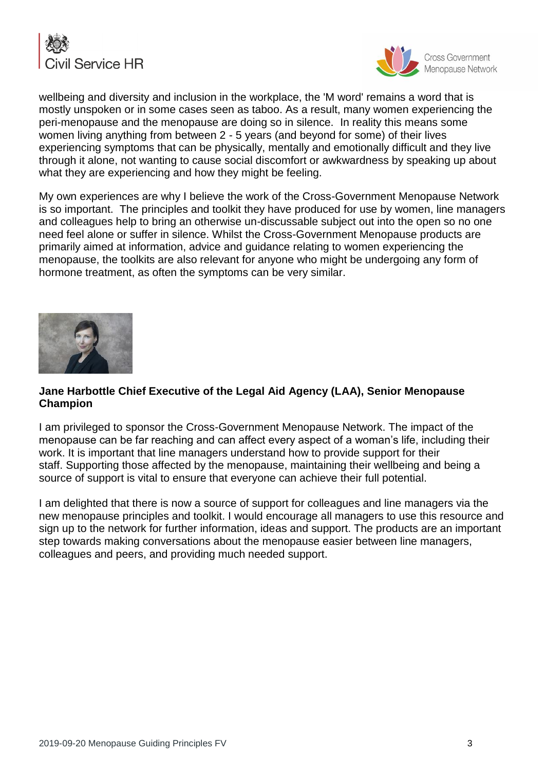wellbeing and diversity and inclusion in the workplace, the 'M word' remains a word that is mostly unspoken or in some cases seen as taboo. As a result, many women experiencing the peri-menopause and the menopause are doing so in silence. In reality this means some women living anything from between 2 - 5 years (and beyond for some) of their lives experiencing symptoms that can be physically, mentally and emotionally difficult and they live through it alone, not wanting to cause social discomfort or awkwardness by speaking up about what they are experiencing and how they might be feeling.

My own experiences are why I believe the work of the Cross-Government Menopause Network is so important. The principles and toolkit they have produced for use by women, line managers and colleagues help to bring an otherwise un-discussable subject out into the open so no one need feel alone or suffer in silence. Whilst the Cross-Government Menopause products are primarily aimed at information, advice and guidance relating to women experiencing the menopause, the toolkits are also relevant for anyone who might be undergoing any form of hormone treatment, as often the symptoms can be very similar.

**Jane Harbottle Chief Executive of the Legal Aid Agency (LAA), Senior Menopause Champion**

I am privileged to sponsor the Cross-Government Menopause Network. The impact of the menopause can be far reaching and can affect every aspect of a woman's life, including their work. It is important that line managers understand how to provide support for their staff. Supporting those affected by the menopause, maintaining their wellbeing and being a source of support is vital to ensure that everyone can achieve their full potential.

I am delighted that there is now a source of support for colleagues and line managers via the new menopause principles and toolkit. I would encourage all managers to use this resource and sign up to the network for further information, ideas and support. The products are an important step towards making conversations about the menopause easier between line managers, colleagues and peers, and providing much needed support.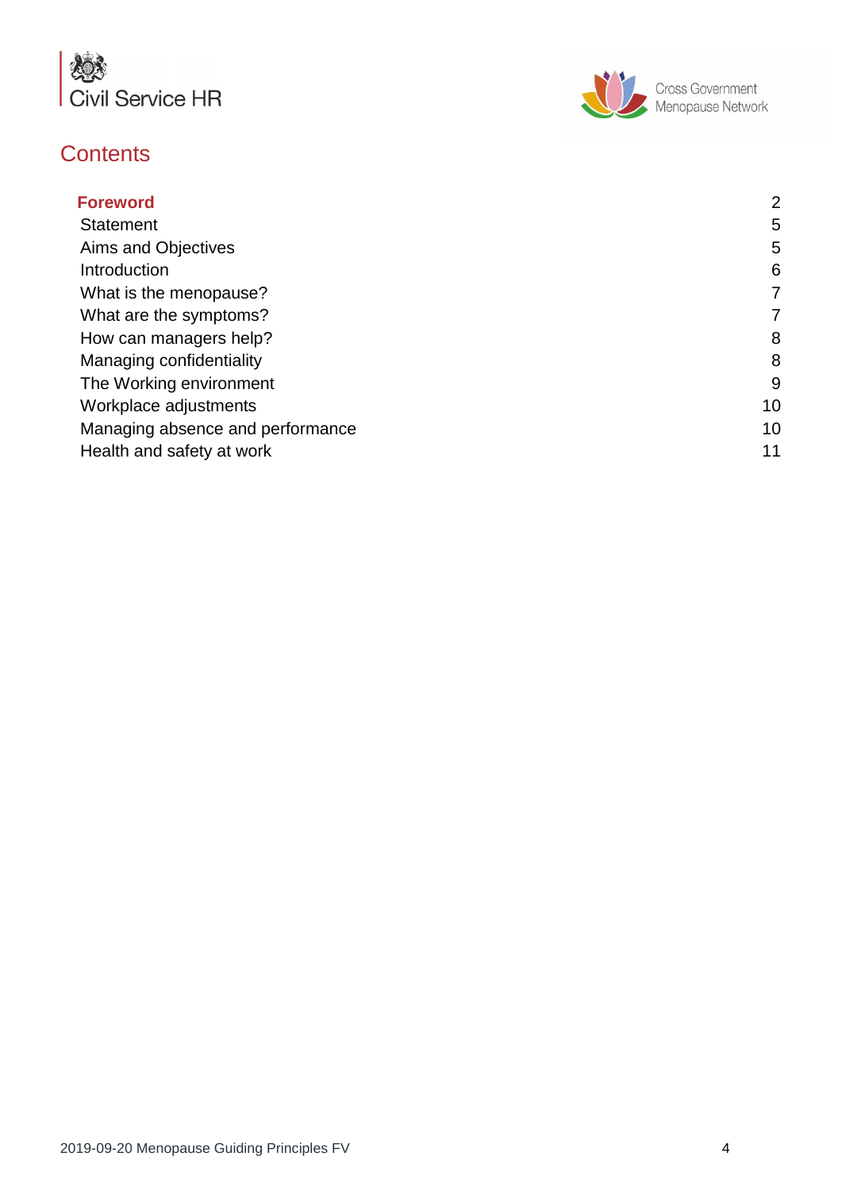## Contents

| | |
|---|---|
| **Foreword** | 2 |
| Statement | 5 |
| Aims and Objectives | 5 |
| Introduction | 6 |
| What is the menopause? | 7 |
| What are the symptoms? | 7 |
| How can managers help? | 8 |
| Managing confidentiality | 8 |
| The Working environment | 9 |
| Workplace adjustments | 10 |
| Managing absence and performance | 10 |
| Health and safety at work | 11 |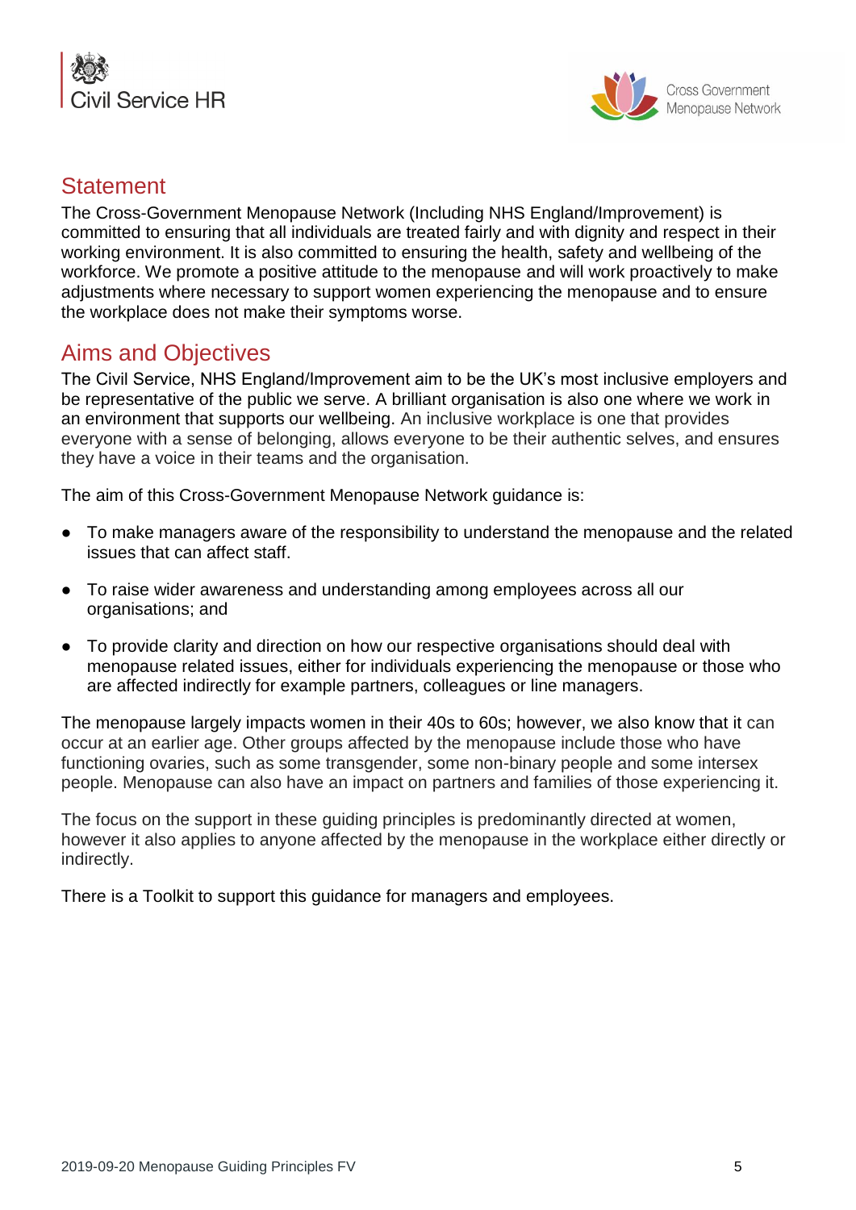## Statement

The Cross-Government Menopause Network (Including NHS England/Improvement) is committed to ensuring that all individuals are treated fairly and with dignity and respect in their working environment. It is also committed to ensuring the health, safety and wellbeing of the workforce. We promote a positive attitude to the menopause and will work proactively to make adjustments where necessary to support women experiencing the menopause and to ensure the workplace does not make their symptoms worse.

## Aims and Objectives

The Civil Service, NHS England/Improvement aim to be the UK's most inclusive employers and be representative of the public we serve. A brilliant organisation is also one where we work in an environment that supports our wellbeing. An inclusive workplace is one that provides everyone with a sense of belonging, allows everyone to be their authentic selves, and ensures they have a voice in their teams and the organisation.

The aim of this Cross-Government Menopause Network guidance is:

- To make managers aware of the responsibility to understand the menopause and the related issues that can affect staff.
- To raise wider awareness and understanding among employees across all our organisations; and
- To provide clarity and direction on how our respective organisations should deal with menopause related issues, either for individuals experiencing the menopause or those who are affected indirectly for example partners, colleagues or line managers.

The menopause largely impacts women in their 40s to 60s; however, we also know that it can occur at an earlier age. Other groups affected by the menopause include those who have functioning ovaries, such as some transgender, some non-binary people and some intersex people. Menopause can also have an impact on partners and families of those experiencing it.

The focus on the support in these guiding principles is predominantly directed at women, however it also applies to anyone affected by the menopause in the workplace either directly or indirectly.

There is a Toolkit to support this guidance for managers and employees.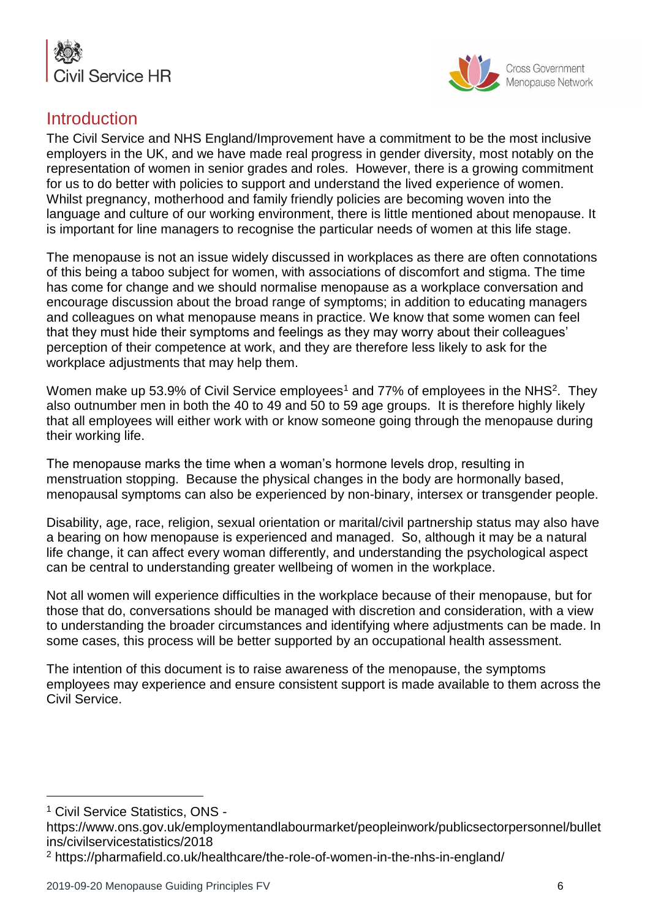## Introduction

The Civil Service and NHS England/Improvement have a commitment to be the most inclusive employers in the UK, and we have made real progress in gender diversity, most notably on the representation of women in senior grades and roles. However, there is a growing commitment for us to do better with policies to support and understand the lived experience of women. Whilst pregnancy, motherhood and family friendly policies are becoming woven into the language and culture of our working environment, there is little mentioned about menopause. It is important for line managers to recognise the particular needs of women at this life stage.

The menopause is not an issue widely discussed in workplaces as there are often connotations of this being a taboo subject for women, with associations of discomfort and stigma. The time has come for change and we should normalise menopause as a workplace conversation and encourage discussion about the broad range of symptoms; in addition to educating managers and colleagues on what menopause means in practice. We know that some women can feel that they must hide their symptoms and feelings as they may worry about their colleagues' perception of their competence at work, and they are therefore less likely to ask for the workplace adjustments that may help them.

Women make up 53.9% of Civil Service employees[1] and 77% of employees in the NHS[2]. They also outnumber men in both the 40 to 49 and 50 to 59 age groups. It is therefore highly likely that all employees will either work with or know someone going through the menopause during their working life.

The menopause marks the time when a woman's hormone levels drop, resulting in menstruation stopping. Because the physical changes in the body are hormonally based, menopausal symptoms can also be experienced by non-binary, intersex or transgender people.

Disability, age, race, religion, sexual orientation or marital/civil partnership status may also have a bearing on how menopause is experienced and managed. So, although it may be a natural life change, it can affect every woman differently, and understanding the psychological aspect can be central to understanding greater wellbeing of women in the workplace.

Not all women will experience difficulties in the workplace because of their menopause, but for those that do, conversations should be managed with discretion and consideration, with a view to understanding the broader circumstances and identifying where adjustments can be made. In some cases, this process will be better supported by an occupational health assessment.

The intention of this document is to raise awareness of the menopause, the symptoms employees may experience and ensure consistent support is made available to them across the Civil Service.

---

[1] Civil Service Statistics, ONS - https://www.ons.gov.uk/employmentandlabourmarket/peopleinwork/publicsectorpersonnel/bulletins/civilservicestatistics/2018

[2] https://pharmafield.co.uk/healthcare/the-role-of-women-in-the-nhs-in-england/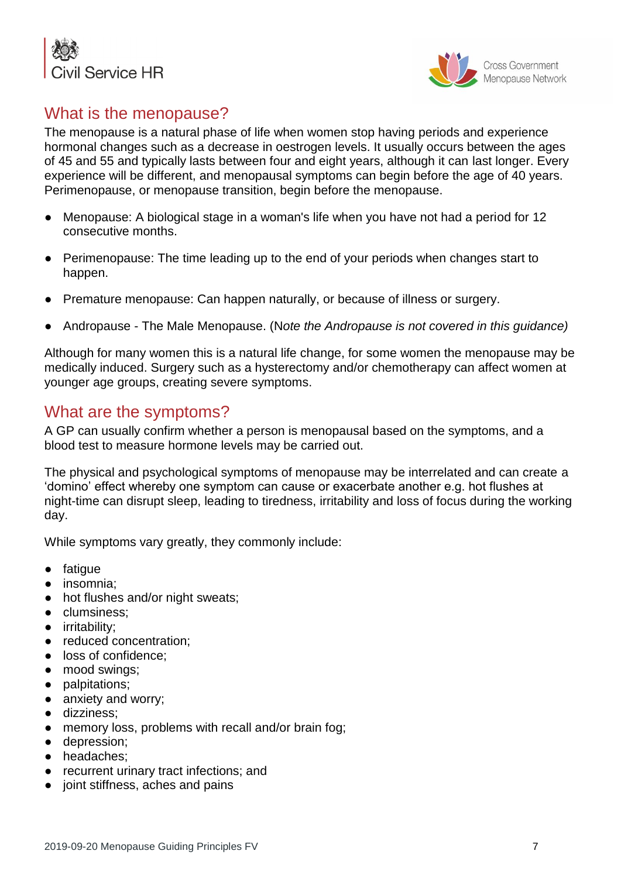## What is the menopause?

The menopause is a natural phase of life when women stop having periods and experience hormonal changes such as a decrease in oestrogen levels. It usually occurs between the ages of 45 and 55 and typically lasts between four and eight years, although it can last longer. Every experience will be different, and menopausal symptoms can begin before the age of 40 years. Perimenopause, or menopause transition, begin before the menopause.

- Menopause: A biological stage in a woman's life when you have not had a period for 12 consecutive months.
- Perimenopause: The time leading up to the end of your periods when changes start to happen.
- Premature menopause: Can happen naturally, or because of illness or surgery.
- Andropause - The Male Menopause. (N*ote the Andropause is not covered in this guidance)*

Although for many women this is a natural life change, for some women the menopause may be medically induced. Surgery such as a hysterectomy and/or chemotherapy can affect women at younger age groups, creating severe symptoms.

## What are the symptoms?

A GP can usually confirm whether a person is menopausal based on the symptoms, and a blood test to measure hormone levels may be carried out.

The physical and psychological symptoms of menopause may be interrelated and can create a 'domino' effect whereby one symptom can cause or exacerbate another e.g. hot flushes at night-time can disrupt sleep, leading to tiredness, irritability and loss of focus during the working day.

While symptoms vary greatly, they commonly include:

- fatigue
- insomnia;
- hot flushes and/or night sweats;
- clumsiness;
- irritability;
- reduced concentration;
- loss of confidence;
- mood swings;
- palpitations;
- anxiety and worry;
- dizziness;
- memory loss, problems with recall and/or brain fog;
- depression;
- headaches;
- recurrent urinary tract infections; and
- joint stiffness, aches and pains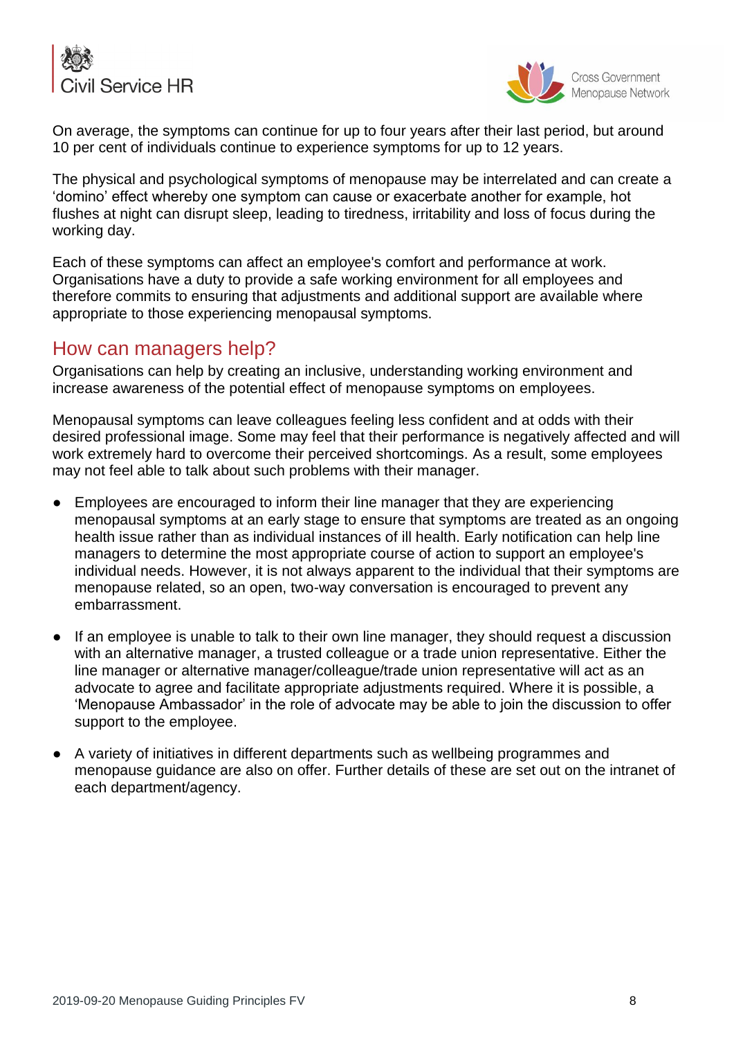On average, the symptoms can continue for up to four years after their last period, but around 10 per cent of individuals continue to experience symptoms for up to 12 years.

The physical and psychological symptoms of menopause may be interrelated and can create a 'domino' effect whereby one symptom can cause or exacerbate another for example, hot flushes at night can disrupt sleep, leading to tiredness, irritability and loss of focus during the working day.

Each of these symptoms can affect an employee's comfort and performance at work. Organisations have a duty to provide a safe working environment for all employees and therefore commits to ensuring that adjustments and additional support are available where appropriate to those experiencing menopausal symptoms.

## How can managers help?

Organisations can help by creating an inclusive, understanding working environment and increase awareness of the potential effect of menopause symptoms on employees.

Menopausal symptoms can leave colleagues feeling less confident and at odds with their desired professional image. Some may feel that their performance is negatively affected and will work extremely hard to overcome their perceived shortcomings. As a result, some employees may not feel able to talk about such problems with their manager.

- Employees are encouraged to inform their line manager that they are experiencing menopausal symptoms at an early stage to ensure that symptoms are treated as an ongoing health issue rather than as individual instances of ill health. Early notification can help line managers to determine the most appropriate course of action to support an employee's individual needs. However, it is not always apparent to the individual that their symptoms are menopause related, so an open, two-way conversation is encouraged to prevent any embarrassment.

- If an employee is unable to talk to their own line manager, they should request a discussion with an alternative manager, a trusted colleague or a trade union representative. Either the line manager or alternative manager/colleague/trade union representative will act as an advocate to agree and facilitate appropriate adjustments required. Where it is possible, a 'Menopause Ambassador' in the role of advocate may be able to join the discussion to offer support to the employee.

- A variety of initiatives in different departments such as wellbeing programmes and menopause guidance are also on offer. Further details of these are set out on the intranet of each department/agency.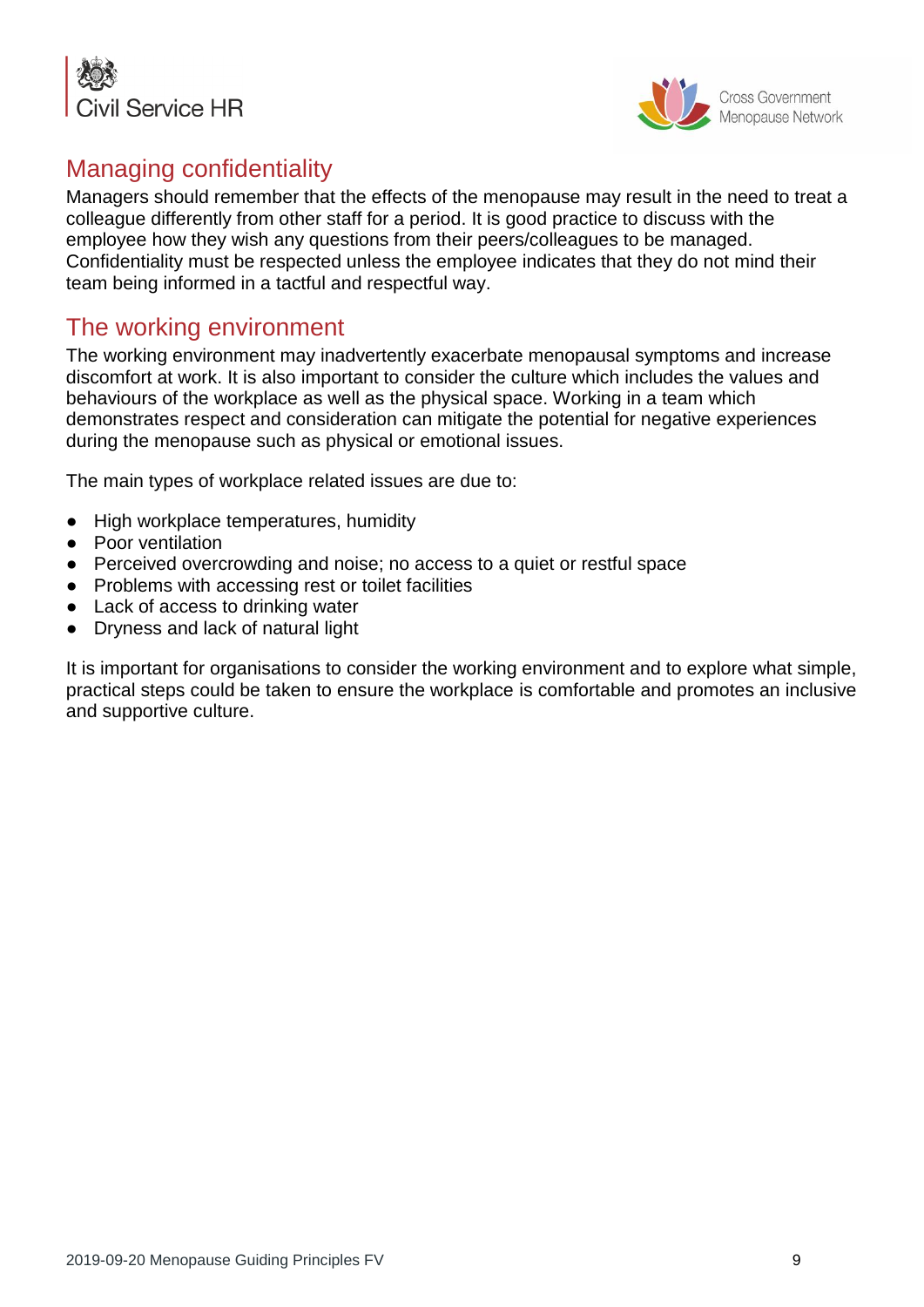## Managing confidentiality

Managers should remember that the effects of the menopause may result in the need to treat a colleague differently from other staff for a period. It is good practice to discuss with the employee how they wish any questions from their peers/colleagues to be managed. Confidentiality must be respected unless the employee indicates that they do not mind their team being informed in a tactful and respectful way.

## The working environment

The working environment may inadvertently exacerbate menopausal symptoms and increase discomfort at work. It is also important to consider the culture which includes the values and behaviours of the workplace as well as the physical space. Working in a team which demonstrates respect and consideration can mitigate the potential for negative experiences during the menopause such as physical or emotional issues.

The main types of workplace related issues are due to:

- High workplace temperatures, humidity
- Poor ventilation
- Perceived overcrowding and noise; no access to a quiet or restful space
- Problems with accessing rest or toilet facilities
- Lack of access to drinking water
- Dryness and lack of natural light

It is important for organisations to consider the working environment and to explore what simple, practical steps could be taken to ensure the workplace is comfortable and promotes an inclusive and supportive culture.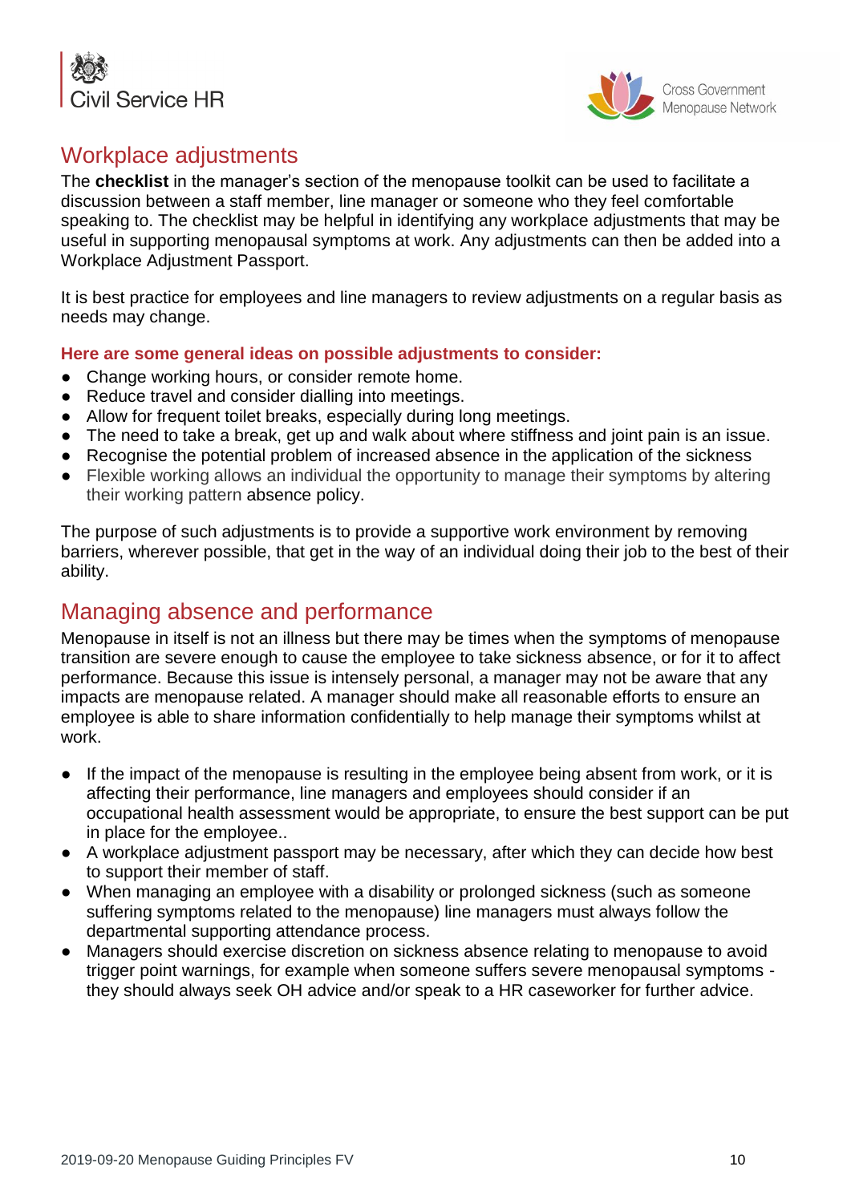## Workplace adjustments

The **checklist** in the manager's section of the menopause toolkit can be used to facilitate a discussion between a staff member, line manager or someone who they feel comfortable speaking to. The checklist may be helpful in identifying any workplace adjustments that may be useful in supporting menopausal symptoms at work. Any adjustments can then be added into a Workplace Adjustment Passport.

It is best practice for employees and line managers to review adjustments on a regular basis as needs may change.

**Here are some general ideas on possible adjustments to consider:**

- Change working hours, or consider remote home.
- Reduce travel and consider dialling into meetings.
- Allow for frequent toilet breaks, especially during long meetings.
- The need to take a break, get up and walk about where stiffness and joint pain is an issue.
- Recognise the potential problem of increased absence in the application of the sickness
- Flexible working allows an individual the opportunity to manage their symptoms by altering their working pattern absence policy.

The purpose of such adjustments is to provide a supportive work environment by removing barriers, wherever possible, that get in the way of an individual doing their job to the best of their ability.

## Managing absence and performance

Menopause in itself is not an illness but there may be times when the symptoms of menopause transition are severe enough to cause the employee to take sickness absence, or for it to affect performance. Because this issue is intensely personal, a manager may not be aware that any impacts are menopause related. A manager should make all reasonable efforts to ensure an employee is able to share information confidentially to help manage their symptoms whilst at work.

- If the impact of the menopause is resulting in the employee being absent from work, or it is affecting their performance, line managers and employees should consider if an occupational health assessment would be appropriate, to ensure the best support can be put in place for the employee..
- A workplace adjustment passport may be necessary, after which they can decide how best to support their member of staff.
- When managing an employee with a disability or prolonged sickness (such as someone suffering symptoms related to the menopause) line managers must always follow the departmental supporting attendance process.
- Managers should exercise discretion on sickness absence relating to menopause to avoid trigger point warnings, for example when someone suffers severe menopausal symptoms - they should always seek OH advice and/or speak to a HR caseworker for further advice.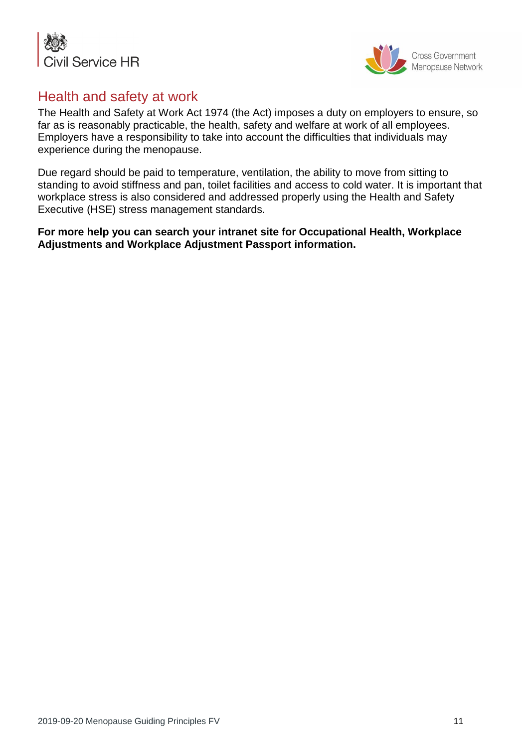## Health and safety at work

The Health and Safety at Work Act 1974 (the Act) imposes a duty on employers to ensure, so far as is reasonably practicable, the health, safety and welfare at work of all employees. Employers have a responsibility to take into account the difficulties that individuals may experience during the menopause.

Due regard should be paid to temperature, ventilation, the ability to move from sitting to standing to avoid stiffness and pan, toilet facilities and access to cold water. It is important that workplace stress is also considered and addressed properly using the Health and Safety Executive (HSE) stress management standards.

**For more help you can search your intranet site for Occupational Health, Workplace Adjustments and Workplace Adjustment Passport information.**